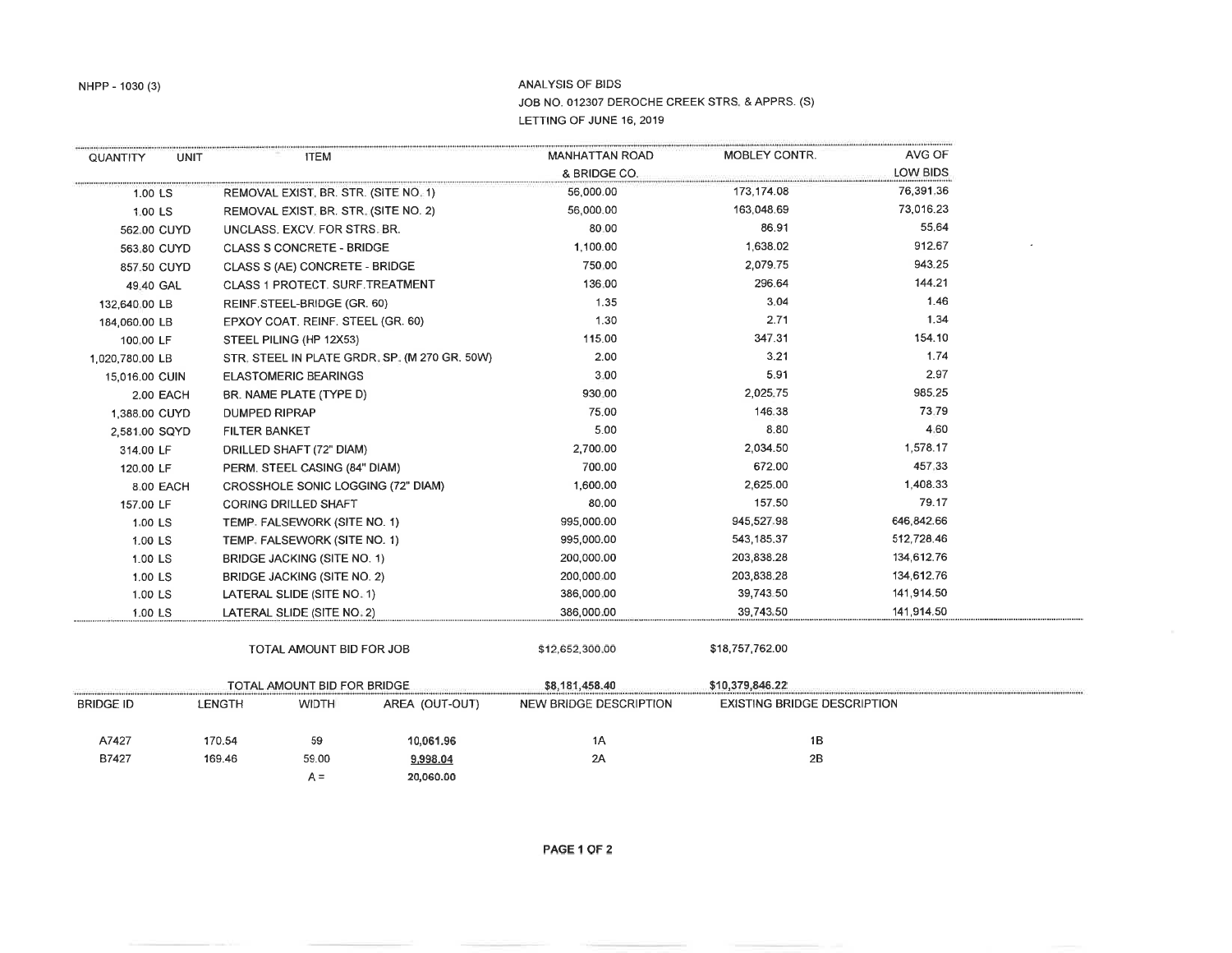NHPP - 1030 (3)

ANALYSIS OF BIDS
JOB NO. 012307 DEROCHE CREEK STRS. & APPRS. (S)
LETTING OF JUNE 16, 2019

| QUANTITY | UNIT | ITEM | MANHATTAN ROAD & BRIDGE CO. | MOBLEY CONTR. | AVG OF LOW BIDS |
|---|---|---|---|---|---|
| 1.00 | LS | REMOVAL EXIST. BR. STR. (SITE NO. 1) | 56,000.00 | 173,174.08 | 76,391.36 |
| 1.00 | LS | REMOVAL EXIST. BR. STR. (SITE NO. 2) | 56,000.00 | 163,048.69 | 73,016.23 |
| 562.00 | CUYD | UNCLASS. EXCV. FOR STRS. BR. | 80.00 | 86.91 | 55.64 |
| 563.80 | CUYD | CLASS S CONCRETE - BRIDGE | 1,100.00 | 1,638.02 | 912.67 |
| 857.50 | CUYD | CLASS S (AE) CONCRETE - BRIDGE | 750.00 | 2,079.75 | 943.25 |
| 49.40 | GAL | CLASS 1 PROTECT. SURF.TREATMENT | 136.00 | 296.64 | 144.21 |
| 132,640.00 | LB | REINF.STEEL-BRIDGE (GR. 60) | 1.35 | 3.04 | 1.46 |
| 184,060.00 | LB | EPXOY COAT. REINF. STEEL (GR. 60) | 1.30 | 2.71 | 1.34 |
| 100.00 | LF | STEEL PILING (HP 12X53) | 115.00 | 347.31 | 154.10 |
| 1,020,780.00 | LB | STR. STEEL IN PLATE GRDR. SP. (M 270 GR. 50W) | 2.00 | 3.21 | 1.74 |
| 15,016.00 | CUIN | ELASTOMERIC BEARINGS | 3.00 | 5.91 | 2.97 |
| 2.00 | EACH | BR. NAME PLATE (TYPE D) | 930.00 | 2,025.75 | 985.25 |
| 1,388.00 | CUYD | DUMPED RIPRAP | 75.00 | 146.38 | 73.79 |
| 2,581.00 | SQYD | FILTER BANKET | 5.00 | 8.80 | 4.60 |
| 314.00 | LF | DRILLED SHAFT (72" DIAM) | 2,700.00 | 2,034.50 | 1,578.17 |
| 120.00 | LF | PERM. STEEL CASING (84" DIAM) | 700.00 | 672.00 | 457.33 |
| 8.00 | EACH | CROSSHOLE SONIC LOGGING (72" DIAM) | 1,600.00 | 2,625.00 | 1,408.33 |
| 157.00 | LF | CORING DRILLED SHAFT | 80.00 | 157.50 | 79.17 |
| 1.00 | LS | TEMP. FALSEWORK (SITE NO. 1) | 995,000.00 | 945,527.98 | 646,842.66 |
| 1.00 | LS | TEMP. FALSEWORK (SITE NO. 1) | 995,000.00 | 543,185.37 | 512,728.46 |
| 1.00 | LS | BRIDGE JACKING (SITE NO. 1) | 200,000.00 | 203,838.28 | 134,612.76 |
| 1.00 | LS | BRIDGE JACKING (SITE NO. 2) | 200,000.00 | 203,838.28 | 134,612.76 |
| 1.00 | LS | LATERAL SLIDE (SITE NO. 1) | 386,000.00 | 39,743.50 | 141,914.50 |
| 1.00 | LS | LATERAL SLIDE (SITE NO. 2) | 386,000.00 | 39,743.50 | 141,914.50 |
| | | TOTAL AMOUNT BID FOR JOB | $12,652,300.00 | $18,757,762.00 | |
| | | TOTAL AMOUNT BID FOR BRIDGE | $8,181,458.40 | $10,379,846.22 | |

| BRIDGE ID | LENGTH | WIDTH | AREA (OUT-OUT) | NEW BRIDGE DESCRIPTION | EXISTING BRIDGE DESCRIPTION |
|---|---|---|---|---|---|
| A7427 | 170.54 | 59 | 10,061.96 | 1A | 1B |
| B7427 | 169.46 | 59.00 | 9,998.04 | 2A | 2B |
| | | A = | 20,060.00 | | |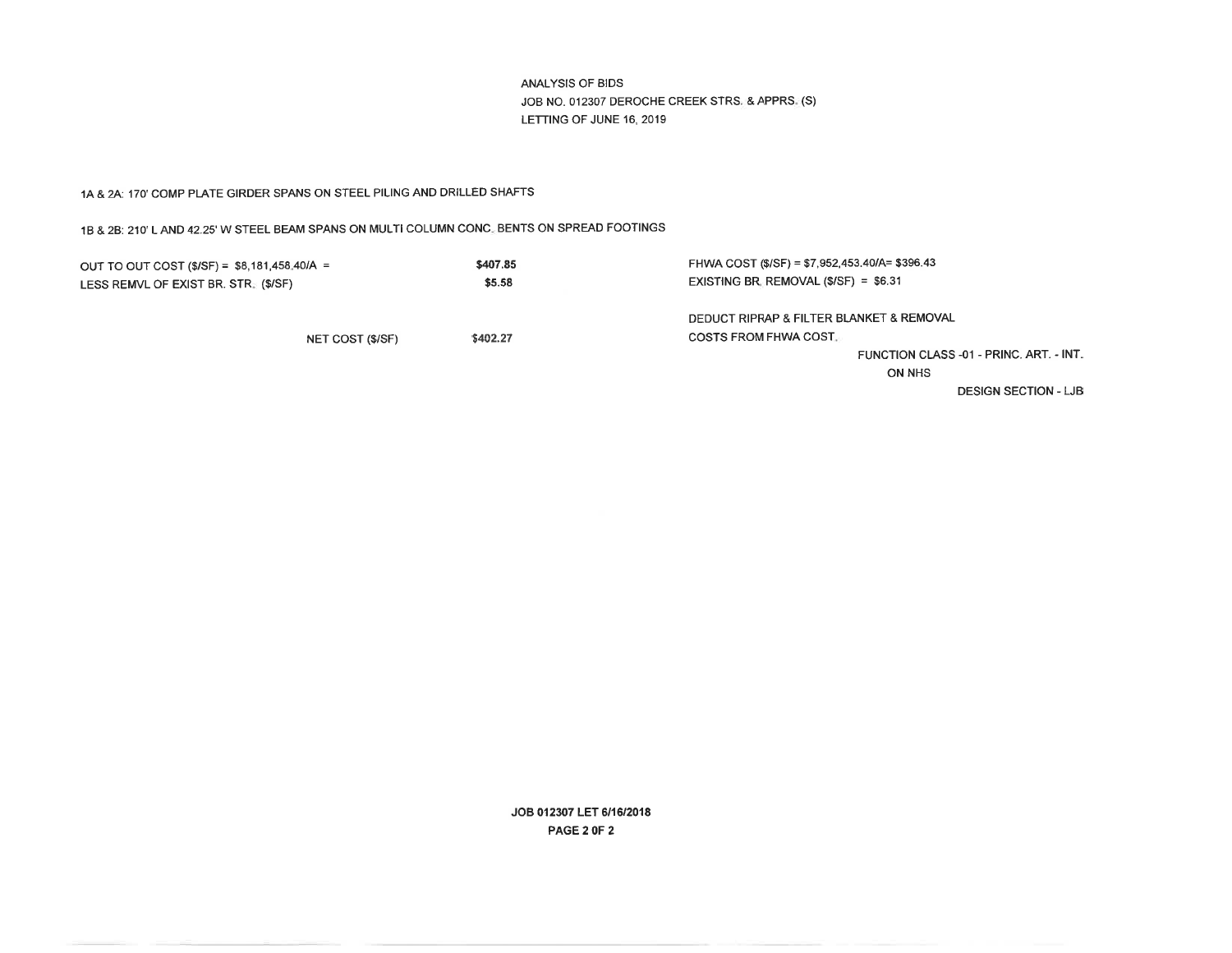ANALYSIS OF BIDS
JOB NO. 012307 DEROCHE CREEK STRS. & APPRS. (S)
LETTING OF JUNE 16, 2019

1A & 2A: 170' COMP PLATE GIRDER SPANS ON STEEL PILING AND DRILLED SHAFTS

1B & 2B: 210' L AND 42.25' W STEEL BEAM SPANS ON MULTI COLUMN CONC. BENTS ON SPREAD FOOTINGS

| | | |
|---|---|---|
| OUT TO OUT COST ($/SF) = $8,181,458.40/A = | $407.85 | FHWA COST ($/SF) = $7,952,453.40/A= $396.43 |
| LESS REMVL OF EXIST BR. STR. ($/SF) | $5.58 | EXISTING BR. REMOVAL ($/SF) = $6.31 |
| | | DEDUCT RIPRAP & FILTER BLANKET & REMOVAL |
| NET COST ($/SF) | $402.27 | COSTS FROM FHWA COST. |

FUNCTION CLASS -01 - PRINC. ART. - INT.
ON NHS

DESIGN SECTION - LJB

JOB 012307 LET 6/16/2018